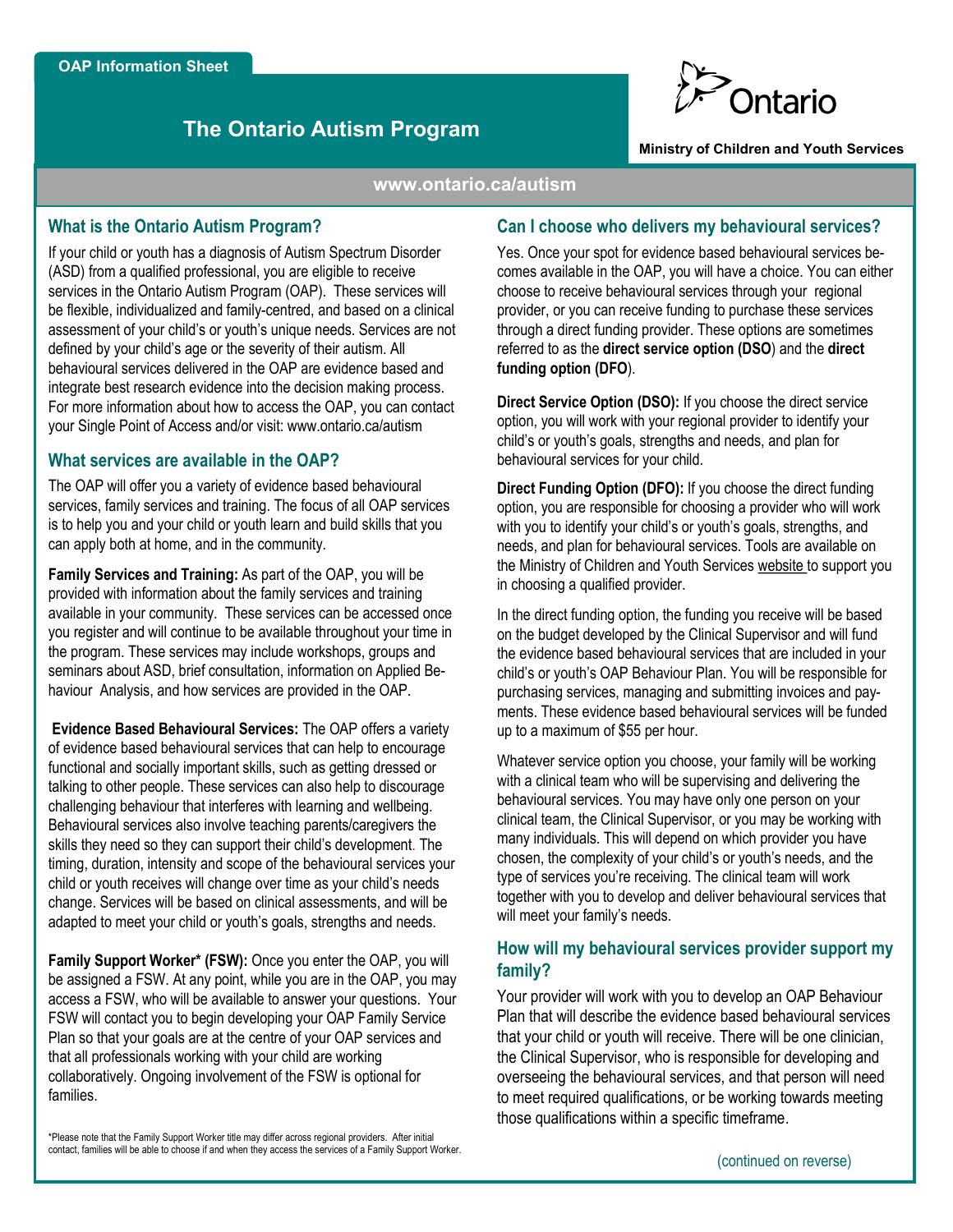OAP Information Sheet

# The Ontario Autism Program

Ontario

**Ministry of Children and Youth Services**

www.ontario.ca/autism

## What is the Ontario Autism Program?

If your child or youth has a diagnosis of Autism Spectrum Disorder (ASD) from a qualified professional, you are eligible to receive services in the Ontario Autism Program (OAP). These services will be flexible, individualized and family-centred, and based on a clinical assessment of your child's or youth's unique needs. Services are not defined by your child's age or the severity of their autism. All behavioural services delivered in the OAP are evidence based and integrate best research evidence into the decision making process. For more information about how to access the OAP, you can contact your Single Point of Access and/or visit: www.ontario.ca/autism

## What services are available in the OAP?

The OAP will offer you a variety of evidence based behavioural services, family services and training. The focus of all OAP services is to help you and your child or youth learn and build skills that you can apply both at home, and in the community.

**Family Services and Training:** As part of the OAP, you will be provided with information about the family services and training available in your community. These services can be accessed once you register and will continue to be available throughout your time in the program. These services may include workshops, groups and seminars about ASD, brief consultation, information on Applied Behaviour Analysis, and how services are provided in the OAP.

**Evidence Based Behavioural Services:** The OAP offers a variety of evidence based behavioural services that can help to encourage functional and socially important skills, such as getting dressed or talking to other people. These services can also help to discourage challenging behaviour that interferes with learning and wellbeing. Behavioural services also involve teaching parents/caregivers the skills they need so they can support their child's development. The timing, duration, intensity and scope of the behavioural services your child or youth receives will change over time as your child's needs change. Services will be based on clinical assessments, and will be adapted to meet your child or youth's goals, strengths and needs.

**Family Support Worker\* (FSW):** Once you enter the OAP, you will be assigned a FSW. At any point, while you are in the OAP, you may access a FSW, who will be available to answer your questions. Your FSW will contact you to begin developing your OAP Family Service Plan so that your goals are at the centre of your OAP services and that all professionals working with your child are working collaboratively. Ongoing involvement of the FSW is optional for families.

*Please note that the Family Support Worker title may differ across regional providers. After initial contact, families will be able to choose if and when they access the services of a Family Support Worker.

## Can I choose who delivers my behavioural services?

Yes. Once your spot for evidence based behavioural services becomes available in the OAP, you will have a choice. You can either choose to receive behavioural services through your regional provider, or you can receive funding to purchase these services through a direct funding provider. These options are sometimes referred to as the **direct service option (DSO)** and the **direct funding option (DFO)**.

**Direct Service Option (DSO):** If you choose the direct service option, you will work with your regional provider to identify your child's or youth's goals, strengths and needs, and plan for behavioural services for your child.

**Direct Funding Option (DFO):** If you choose the direct funding option, you are responsible for choosing a provider who will work with you to identify your child's or youth's goals, strengths, and needs, and plan for behavioural services. Tools are available on the Ministry of Children and Youth Services website to support you in choosing a qualified provider.

In the direct funding option, the funding you receive will be based on the budget developed by the Clinical Supervisor and will fund the evidence based behavioural services that are included in your child's or youth's OAP Behaviour Plan. You will be responsible for purchasing services, managing and submitting invoices and payments. These evidence based behavioural services will be funded up to a maximum of $55 per hour.

Whatever service option you choose, your family will be working with a clinical team who will be supervising and delivering the behavioural services. You may have only one person on your clinical team, the Clinical Supervisor, or you may be working with many individuals. This will depend on which provider you have chosen, the complexity of your child's or youth's needs, and the type of services you're receiving. The clinical team will work together with you to develop and deliver behavioural services that will meet your family's needs.

## How will my behavioural services provider support my family?

Your provider will work with you to develop an OAP Behaviour Plan that will describe the evidence based behavioural services that your child or youth will receive. There will be one clinician, the Clinical Supervisor, who is responsible for developing and overseeing the behavioural services, and that person will need to meet required qualifications, or be working towards meeting those qualifications within a specific timeframe.

(continued on reverse)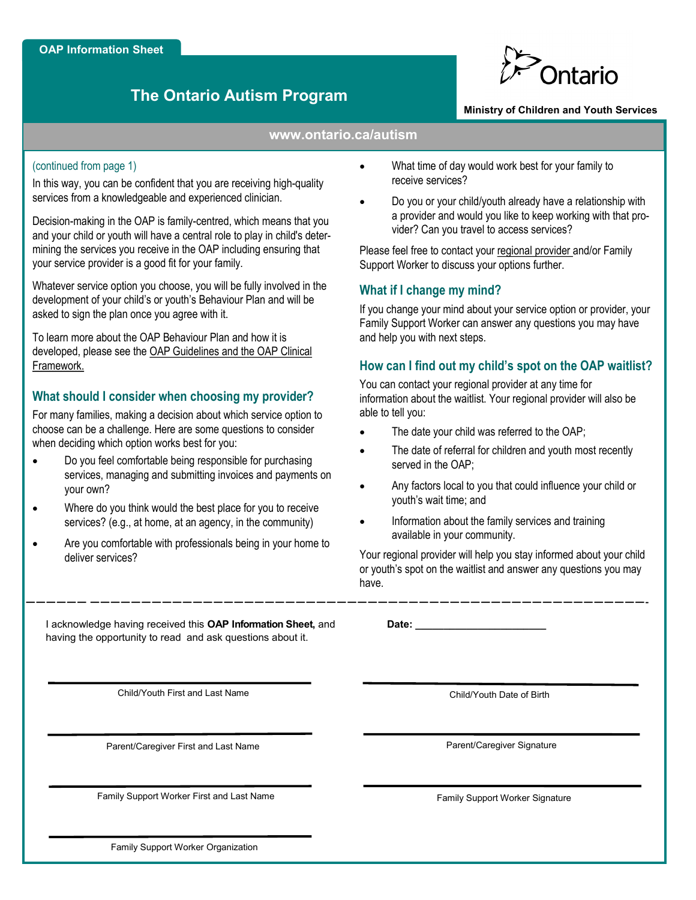OAP Information Sheet

# The Ontario Autism Program

Ministry of Children and Youth Services

www.ontario.ca/autism

(continued from page 1)

In this way, you can be confident that you are receiving high-quality services from a knowledgeable and experienced clinician.

Decision-making in the OAP is family-centred, which means that you and your child or youth will have a central role to play in child's determining the services you receive in the OAP including ensuring that your service provider is a good fit for your family.

Whatever service option you choose, you will be fully involved in the development of your child's or youth's Behaviour Plan and will be asked to sign the plan once you agree with it.

To learn more about the OAP Behaviour Plan and how it is developed, please see the OAP Guidelines and the OAP Clinical Framework.

## What should I consider when choosing my provider?

For many families, making a decision about which service option to choose can be a challenge. Here are some questions to consider when deciding which option works best for you:

- Do you feel comfortable being responsible for purchasing services, managing and submitting invoices and payments on your own?
- Where do you think would the best place for you to receive services? (e.g., at home, at an agency, in the community)
- Are you comfortable with professionals being in your home to deliver services?
- What time of day would work best for your family to receive services?
- Do you or your child/youth already have a relationship with a provider and would you like to keep working with that provider? Can you travel to access services?

Please feel free to contact your regional provider and/or Family Support Worker to discuss your options further.

## What if I change my mind?

If you change your mind about your service option or provider, your Family Support Worker can answer any questions you may have and help you with next steps.

## How can I find out my child's spot on the OAP waitlist?

You can contact your regional provider at any time for information about the waitlist. Your regional provider will also be able to tell you:

- The date your child was referred to the OAP;
- The date of referral for children and youth most recently served in the OAP;
- Any factors local to you that could influence your child or youth's wait time; and
- Information about the family services and training available in your community.

Your regional provider will help you stay informed about your child or youth's spot on the waitlist and answer any questions you may have.

---

I acknowledge having received this **OAP Information Sheet,** and having the opportunity to read and ask questions about it.

**Date:** ______________________

Child/Youth First and Last Name

Child/Youth Date of Birth

Parent/Caregiver First and Last Name

Parent/Caregiver Signature

Family Support Worker First and Last Name

Family Support Worker Signature

Family Support Worker Organization